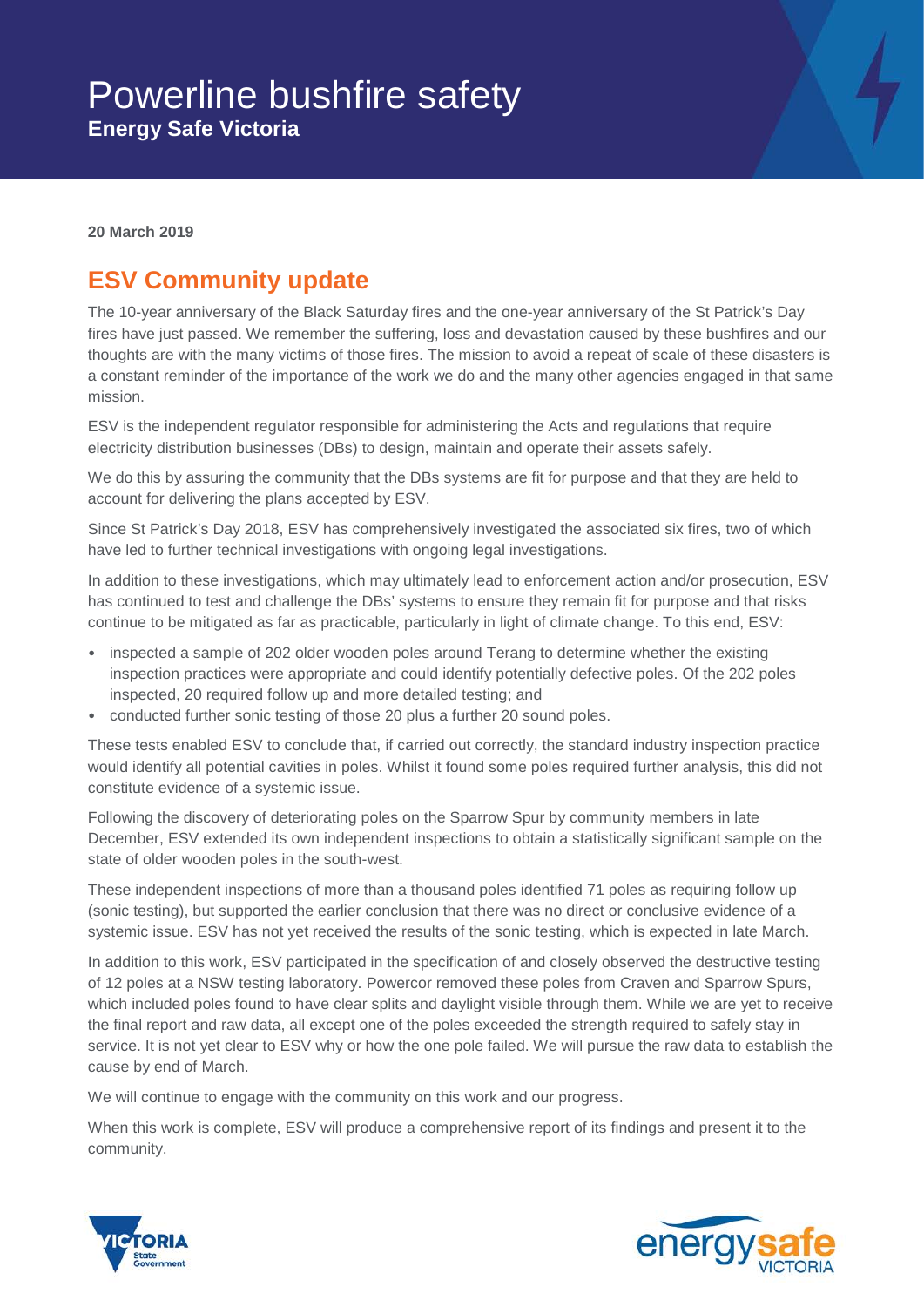# Powerline bushfire safety

**Energy Safe Victoria**

**20 March 2019**

## ESV Community update

The 10-year anniversary of the Black Saturday fires and the one-year anniversary of the St Patrick's Day fires have just passed. We remember the suffering, loss and devastation caused by these bushfires and our thoughts are with the many victims of those fires. The mission to avoid a repeat of scale of these disasters is a constant reminder of the importance of the work we do and the many other agencies engaged in that same mission.

ESV is the independent regulator responsible for administering the Acts and regulations that require electricity distribution businesses (DBs) to design, maintain and operate their assets safely.

We do this by assuring the community that the DBs systems are fit for purpose and that they are held to account for delivering the plans accepted by ESV.

Since St Patrick's Day 2018, ESV has comprehensively investigated the associated six fires, two of which have led to further technical investigations with ongoing legal investigations.

In addition to these investigations, which may ultimately lead to enforcement action and/or prosecution, ESV has continued to test and challenge the DBs' systems to ensure they remain fit for purpose and that risks continue to be mitigated as far as practicable, particularly in light of climate change. To this end, ESV:

- inspected a sample of 202 older wooden poles around Terang to determine whether the existing inspection practices were appropriate and could identify potentially defective poles. Of the 202 poles inspected, 20 required follow up and more detailed testing; and
- conducted further sonic testing of those 20 plus a further 20 sound poles.

These tests enabled ESV to conclude that, if carried out correctly, the standard industry inspection practice would identify all potential cavities in poles. Whilst it found some poles required further analysis, this did not constitute evidence of a systemic issue.

Following the discovery of deteriorating poles on the Sparrow Spur by community members in late December, ESV extended its own independent inspections to obtain a statistically significant sample on the state of older wooden poles in the south-west.

These independent inspections of more than a thousand poles identified 71 poles as requiring follow up (sonic testing), but supported the earlier conclusion that there was no direct or conclusive evidence of a systemic issue. ESV has not yet received the results of the sonic testing, which is expected in late March.

In addition to this work, ESV participated in the specification of and closely observed the destructive testing of 12 poles at a NSW testing laboratory. Powercor removed these poles from Craven and Sparrow Spurs, which included poles found to have clear splits and daylight visible through them. While we are yet to receive the final report and raw data, all except one of the poles exceeded the strength required to safely stay in service. It is not yet clear to ESV why or how the one pole failed. We will pursue the raw data to establish the cause by end of March.

We will continue to engage with the community on this work and our progress.

When this work is complete, ESV will produce a comprehensive report of its findings and present it to the community.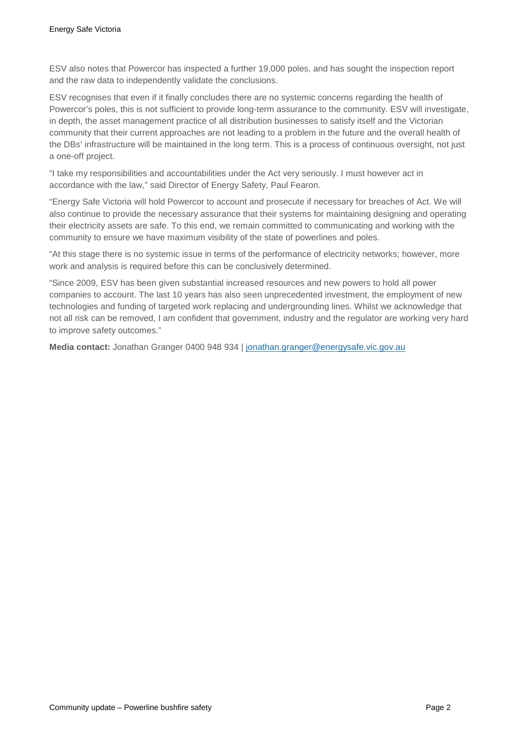ESV also notes that Powercor has inspected a further 19,000 poles, and has sought the inspection report and the raw data to independently validate the conclusions.

ESV recognises that even if it finally concludes there are no systemic concerns regarding the health of Powercor's poles, this is not sufficient to provide long-term assurance to the community. ESV will investigate, in depth, the asset management practice of all distribution businesses to satisfy itself and the Victorian community that their current approaches are not leading to a problem in the future and the overall health of the DBs' infrastructure will be maintained in the long term. This is a process of continuous oversight, not just a one-off project.

"I take my responsibilities and accountabilities under the Act very seriously. I must however act in accordance with the law," said Director of Energy Safety, Paul Fearon.

"Energy Safe Victoria will hold Powercor to account and prosecute if necessary for breaches of Act. We will also continue to provide the necessary assurance that their systems for maintaining designing and operating their electricity assets are safe. To this end, we remain committed to communicating and working with the community to ensure we have maximum visibility of the state of powerlines and poles.

"At this stage there is no systemic issue in terms of the performance of electricity networks; however, more work and analysis is required before this can be conclusively determined.

"Since 2009, ESV has been given substantial increased resources and new powers to hold all power companies to account. The last 10 years has also seen unprecedented investment, the employment of new technologies and funding of targeted work replacing and undergrounding lines. Whilst we acknowledge that not all risk can be removed, I am confident that government, industry and the regulator are working very hard to improve safety outcomes."

**Media contact:** Jonathan Granger 0400 948 934 | jonathan.granger@energysafe.vic.gov.au